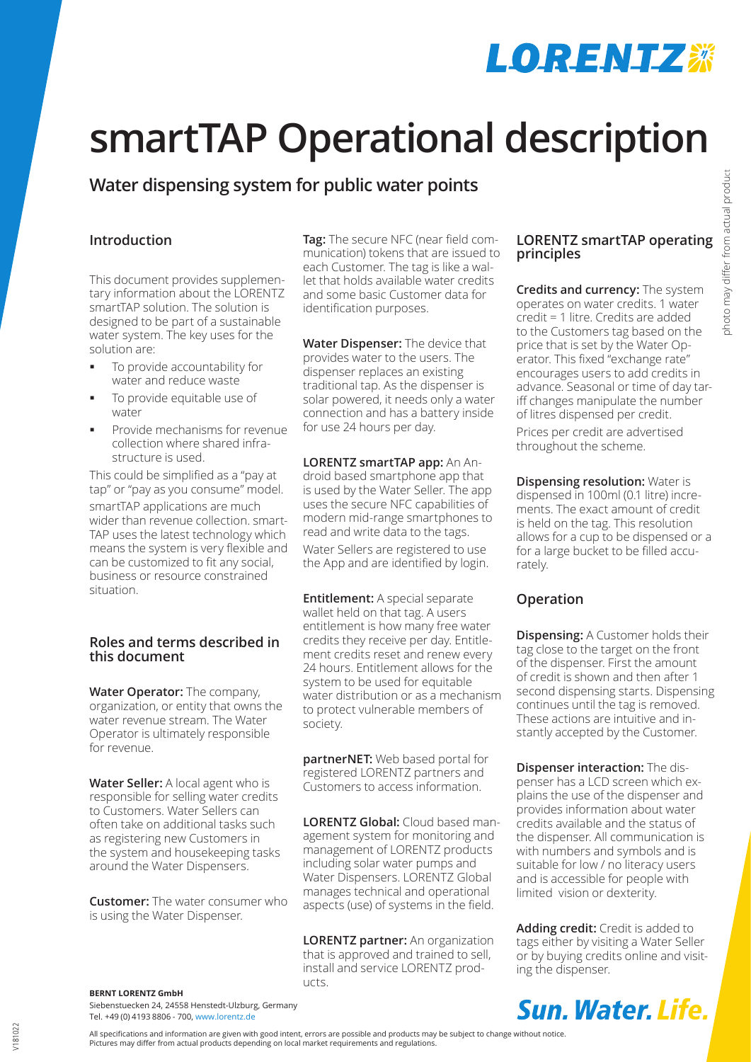# smartTAP Operational description

## Water dispensing system for public water points

### Introduction

This document provides supplementary information about the LORENTZ smartTAP solution. The solution is designed to be part of a sustainable water system. The key uses for the solution are:

- To provide accountability for water and reduce waste
- To provide equitable use of water
- Provide mechanisms for revenue collection where shared infrastructure is used.

This could be simplified as a "pay at tap" or "pay as you consume" model.

smartTAP applications are much wider than revenue collection. smartTAP uses the latest technology which means the system is very flexible and can be customized to fit any social, business or resource constrained situation.

### Roles and terms described in this document

**Water Operator:** The company, organization, or entity that owns the water revenue stream. The Water Operator is ultimately responsible for revenue.

**Water Seller:** A local agent who is responsible for selling water credits to Customers. Water Sellers can often take on additional tasks such as registering new Customers in the system and housekeeping tasks around the Water Dispensers.

**Customer:** The water consumer who is using the Water Dispenser.

**Tag:** The secure NFC (near field communication) tokens that are issued to each Customer. The tag is like a wallet that holds available water credits and some basic Customer data for identification purposes.

**Water Dispenser:** The device that provides water to the users. The dispenser replaces an existing traditional tap. As the dispenser is solar powered, it needs only a water connection and has a battery inside for use 24 hours per day.

**LORENTZ smartTAP app:** An Android based smartphone app that is used by the Water Seller. The app uses the secure NFC capabilities of modern mid-range smartphones to read and write data to the tags.

Water Sellers are registered to use the App and are identified by login.

**Entitlement:** A special separate wallet held on that tag. A users entitlement is how many free water credits they receive per day. Entitlement credits reset and renew every 24 hours. Entitlement allows for the system to be used for equitable water distribution or as a mechanism to protect vulnerable members of society.

**partnerNET:** Web based portal for registered LORENTZ partners and Customers to access information.

**LORENTZ Global:** Cloud based management system for monitoring and management of LORENTZ products including solar water pumps and Water Dispensers. LORENTZ Global manages technical and operational aspects (use) of systems in the field.

**LORENTZ partner:** An organization that is approved and trained to sell, install and service LORENTZ products.

### LORENTZ smartTAP operating principles

**Credits and currency:** The system operates on water credits. 1 water credit = 1 litre. Credits are added to the Customers tag based on the price that is set by the Water Operator. This fixed "exchange rate" encourages users to add credits in advance. Seasonal or time of day tariff changes manipulate the number of litres dispensed per credit.

Prices per credit are advertised throughout the scheme.

**Dispensing resolution:** Water is dispensed in 100ml (0.1 litre) increments. The exact amount of credit is held on the tag. This resolution allows for a cup to be dispensed or a for a large bucket to be filled accurately.

### Operation

**Dispensing:** A Customer holds their tag close to the target on the front of the dispenser. First the amount of credit is shown and then after 1 second dispensing starts. Dispensing continues until the tag is removed. These actions are intuitive and instantly accepted by the Customer.

**Dispenser interaction:** The dispenser has a LCD screen which explains the use of the dispenser and provides information about water credits available and the status of the dispenser. All communication is with numbers and symbols and is suitable for low / no literacy users and is accessible for people with limited vision or dexterity.

**Adding credit:** Credit is added to tags either by visiting a Water Seller or by buying credits online and visiting the dispenser.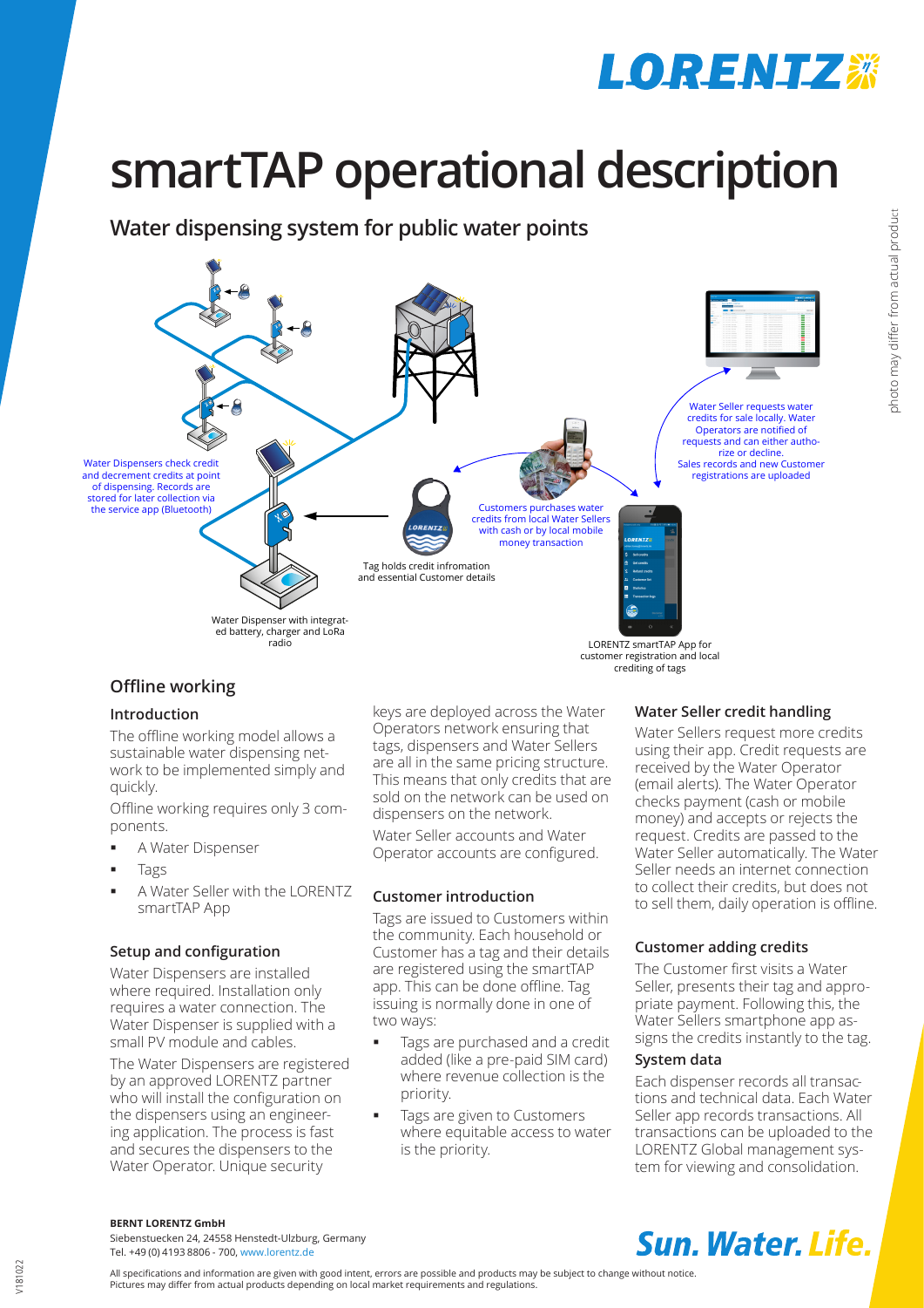# smartTAP operational description

## Water dispensing system for public water points

Water Dispensers check credit and decrement credits at point of dispensing. Records are stored for later collection via the service app (Bluetooth)

Tag holds credit infromation and essential Customer details

Customers purchases water credits from local Water Sellers with cash or by local mobile money transaction

Water Seller requests water credits for sale locally. Water Operators are notified of requests and can either authorize or decline. Sales records and new Customer registrations are uploaded

Water Dispenser with integrated battery, charger and LoRa radio

LORENTZ smartTAP App for customer registration and local crediting of tags

## Offline working

### Introduction

The offline working model allows a sustainable water dispensing network to be implemented simply and quickly.

Offline working requires only 3 components.

- A Water Dispenser
- Tags
- A Water Seller with the LORENTZ smartTAP App

### Setup and configuration

Water Dispensers are installed where required. Installation only requires a water connection. The Water Dispenser is supplied with a small PV module and cables.

The Water Dispensers are registered by an approved LORENTZ partner who will install the configuration on the dispensers using an engineering application. The process is fast and secures the dispensers to the Water Operator. Unique security keys are deployed across the Water Operators network ensuring that tags, dispensers and Water Sellers are all in the same pricing structure. This means that only credits that are sold on the network can be used on dispensers on the network.

Water Seller accounts and Water Operator accounts are configured.

### Customer introduction

Tags are issued to Customers within the community. Each household or Customer has a tag and their details are registered using the smartTAP app. This can be done offline. Tag issuing is normally done in one of two ways:

- Tags are purchased and a credit added (like a pre-paid SIM card) where revenue collection is the priority.
- Tags are given to Customers where equitable access to water is the priority.

### Water Seller credit handling

Water Sellers request more credits using their app. Credit requests are received by the Water Operator (email alerts). The Water Operator checks payment (cash or mobile money) and accepts or rejects the request. Credits are passed to the Water Seller automatically. The Water Seller needs an internet connection to collect their credits, but does not to sell them, daily operation is offline.

### Customer adding credits

The Customer first visits a Water Seller, presents their tag and appropriate payment. Following this, the Water Sellers smartphone app assigns the credits instantly to the tag.

### System data

Each dispenser records all transactions and technical data. Each Water Seller app records transactions. All transactions can be uploaded to the LORENTZ Global management system for viewing and consolidation.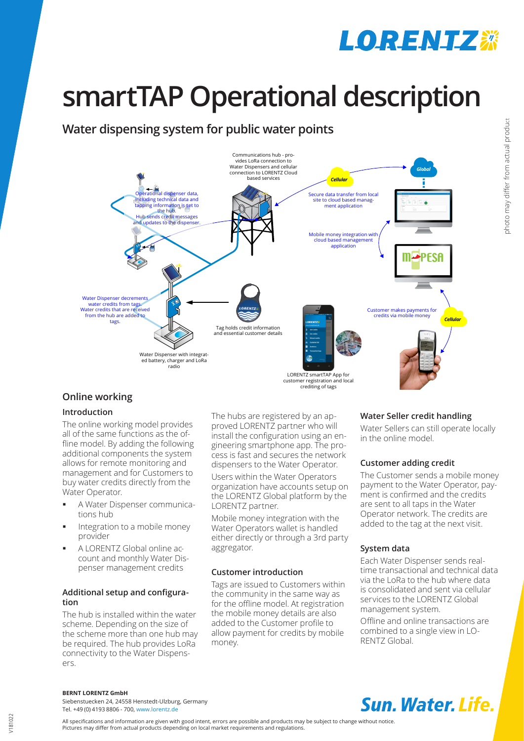# smartTAP Operational description

## Water dispensing system for public water points

Communications hub - provides LoRa connection to Water Dispensers and cellular connection to LORENTZ Cloud based services

Operational dispenser data, including technical data and tapping information is set to the hub. Hub sends credit messages and updates to the dispenser.

Secure data transfer from local site to cloud based management application

Mobile money integration with cloud based management application

Water Dispenser decrements water credits from tags. Water credits that are received from the hub are added to tags.

Tag holds credit information and essential customer details

Customer makes payments for credits via mobile money

Water Dispenser with integrated battery, charger and LoRa radio

LORENTZ smartTAP App for customer registration and local crediting of tags

## Online working

### Introduction

The online working model provides all of the same functions as the offline model. By adding the following additional components the system allows for remote monitoring and management and for Customers to buy water credits directly from the Water Operator.

- A Water Dispenser communications hub
- Integration to a mobile money provider
- A LORENTZ Global online account and monthly Water Dispenser management credits

### Additional setup and configuration

The hub is installed within the water scheme. Depending on the size of the scheme more than one hub may be required. The hub provides LoRa connectivity to the Water Dispensers.

The hubs are registered by an approved LORENTZ partner who will install the configuration using an engineering smartphone app. The process is fast and secures the network dispensers to the Water Operator.

Users within the Water Operators organization have accounts setup on the LORENTZ Global platform by the LORENTZ partner.

Mobile money integration with the Water Operators wallet is handled either directly or through a 3rd party aggregator.

### Customer introduction

Tags are issued to Customers within the community in the same way as for the offline model. At registration the mobile money details are also added to the Customer profile to allow payment for credits by mobile money.

### Water Seller credit handling

Water Sellers can still operate locally in the online model.

### Customer adding credit

The Customer sends a mobile money payment to the Water Operator, payment is confirmed and the credits are sent to all taps in the Water Operator network. The credits are added to the tag at the next visit.

### System data

Each Water Dispenser sends realtime transactional and technical data via the LoRa to the hub where data is consolidated and sent via cellular services to the LORENTZ Global management system.

Offline and online transactions are combined to a single view in LORENTZ Global.

**BERNT LORENTZ GmbH**
Siebenstuecken 24, 24558 Henstedt-Ulzburg, Germany
Tel. +49 (0) 4193 8806 - 700, www.lorentz.de

All specifications and information are given with good intent, errors are possible and products may be subject to change without notice. Pictures may differ from actual products depending on local market requirements and regulations.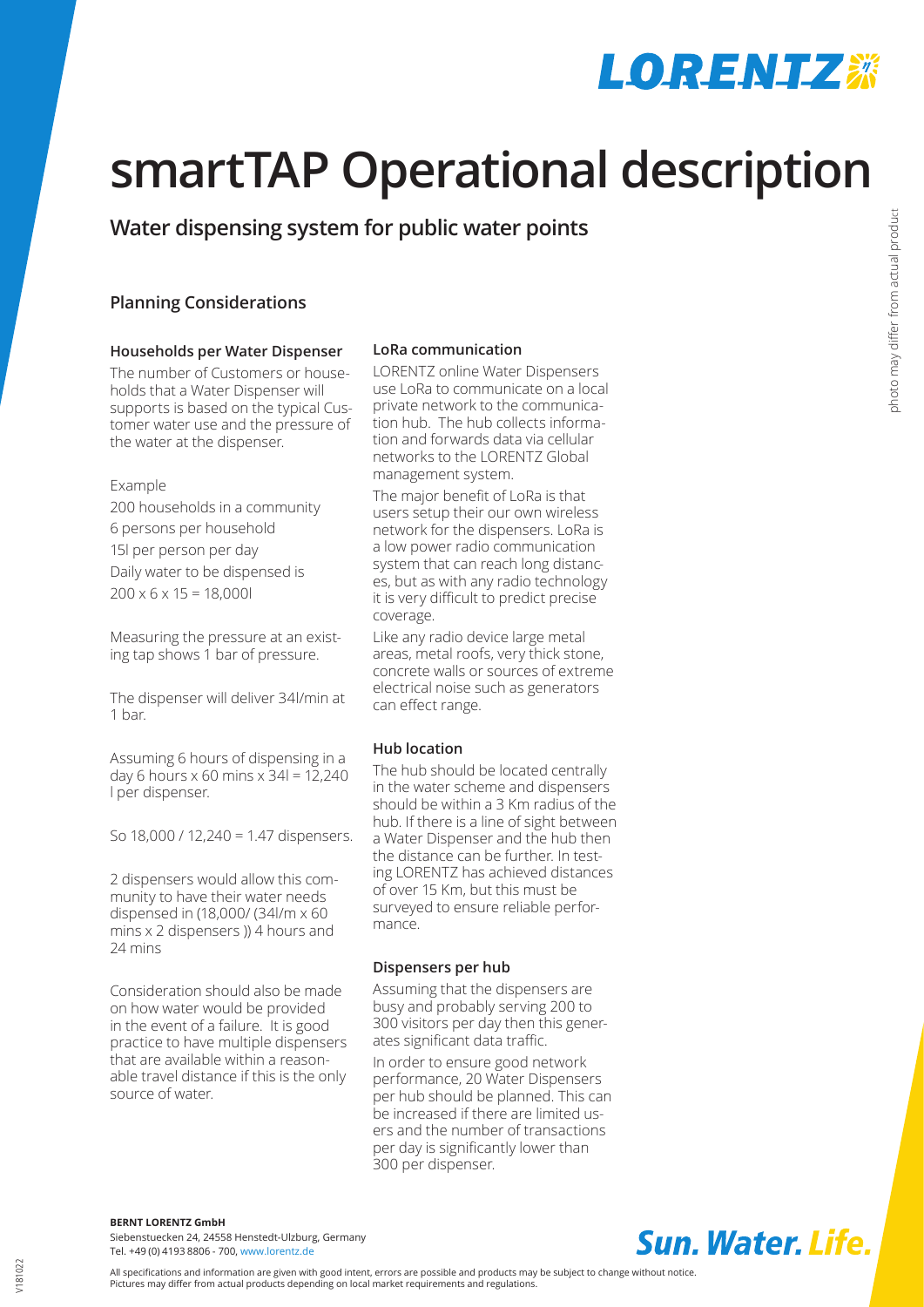# smartTAP Operational description

## Water dispensing system for public water points

### Planning Considerations

#### Households per Water Dispenser

The number of Customers or households that a Water Dispenser will supports is based on the typical Customer water use and the pressure of the water at the dispenser.

Example

200 households in a community
6 persons per household
15l per person per day
Daily water to be dispensed is
200 x 6 x 15 = 18,000l

Measuring the pressure at an existing tap shows 1 bar of pressure.

The dispenser will deliver 34l/min at 1 bar.

Assuming 6 hours of dispensing in a day 6 hours x 60 mins x 34l = 12,240 l per dispenser.

So 18,000 / 12,240 = 1.47 dispensers.

2 dispensers would allow this community to have their water needs dispensed in (18,000/ (34l/m x 60 mins x 2 dispensers )) 4 hours and 24 mins

Consideration should also be made on how water would be provided in the event of a failure. It is good practice to have multiple dispensers that are available within a reasonable travel distance if this is the only source of water.

#### LoRa communication

LORENTZ online Water Dispensers use LoRa to communicate on a local private network to the communication hub. The hub collects information and forwards data via cellular networks to the LORENTZ Global management system.

The major benefit of LoRa is that users setup their our own wireless network for the dispensers. LoRa is a low power radio communication system that can reach long distances, but as with any radio technology it is very difficult to predict precise coverage.

Like any radio device large metal areas, metal roofs, very thick stone, concrete walls or sources of extreme electrical noise such as generators can effect range.

#### Hub location

The hub should be located centrally in the water scheme and dispensers should be within a 3 Km radius of the hub. If there is a line of sight between a Water Dispenser and the hub then the distance can be further. In testing LORENTZ has achieved distances of over 15 Km, but this must be surveyed to ensure reliable performance.

#### Dispensers per hub

Assuming that the dispensers are busy and probably serving 200 to 300 visitors per day then this generates significant data traffic.

In order to ensure good network performance, 20 Water Dispensers per hub should be planned. This can be increased if there are limited users and the number of transactions per day is significantly lower than 300 per dispenser.

**BERNT LORENTZ GmbH**
Siebenstuecken 24, 24558 Henstedt-Ulzburg, Germany
Tel. +49 (0) 4193 8806 - 700, www.lorentz.de

All specifications and information are given with good intent, errors are possible and products may be subject to change without notice. Pictures may differ from actual products depending on local market requirements and regulations.